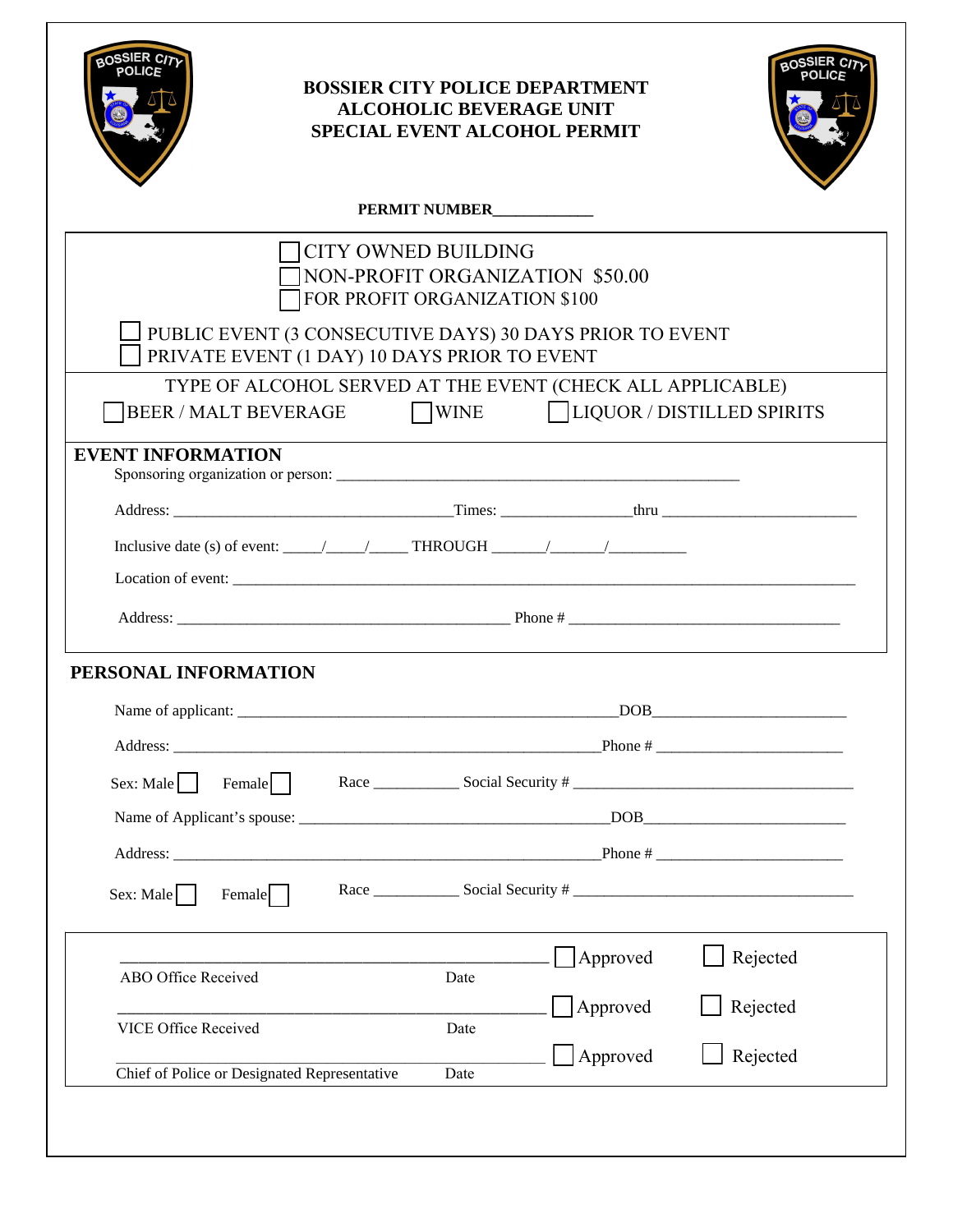# BOSSIER CITY POLICE DEPARTMENT
## ALCOHOLIC BEVERAGE UNIT
## SPECIAL EVENT ALCOHOL PERMIT

**PERMIT NUMBER____________**

☐ CITY OWNED BUILDING
☐ NON-PROFIT ORGANIZATION $50.00
☐ FOR PROFIT ORGANIZATION $100

☐ PUBLIC EVENT (3 CONSECUTIVE DAYS) 30 DAYS PRIOR TO EVENT
☐ PRIVATE EVENT (1 DAY) 10 DAYS PRIOR TO EVENT

TYPE OF ALCOHOL SERVED AT THE EVENT (CHECK ALL APPLICABLE)

☐ BEER / MALT BEVERAGE ☐ WINE ☐ LIQUOR / DISTILLED SPIRITS

## EVENT INFORMATION

Sponsoring organization or person: ________________________________________________

Address: ______________________________ Times: ______________ thru ______________________

Inclusive date (s) of event: _____/_____/_____ THROUGH _______/_______/__________

Location of event: ________________________________________________________________________

Address: ______________________________________ Phone # ______________________________

## PERSONAL INFORMATION

Name of applicant: ____________________________________________ DOB______________________

Address: __________________________________________________ Phone # ______________________

Sex: Male ☐ Female ☐ Race __________ Social Security # ________________________________

Name of Applicant's spouse: ______________________________________ DOB______________________

Address: __________________________________________________ Phone # ______________________

Sex: Male ☐ Female ☐ Race __________ Social Security # ________________________________

______________________________________________ ☐ Approved ☐ Rejected
ABO Office Received Date

______________________________________________ ☐ Approved ☐ Rejected
VICE Office Received Date

______________________________________________ ☐ Approved ☐ Rejected
Chief of Police or Designated Representative Date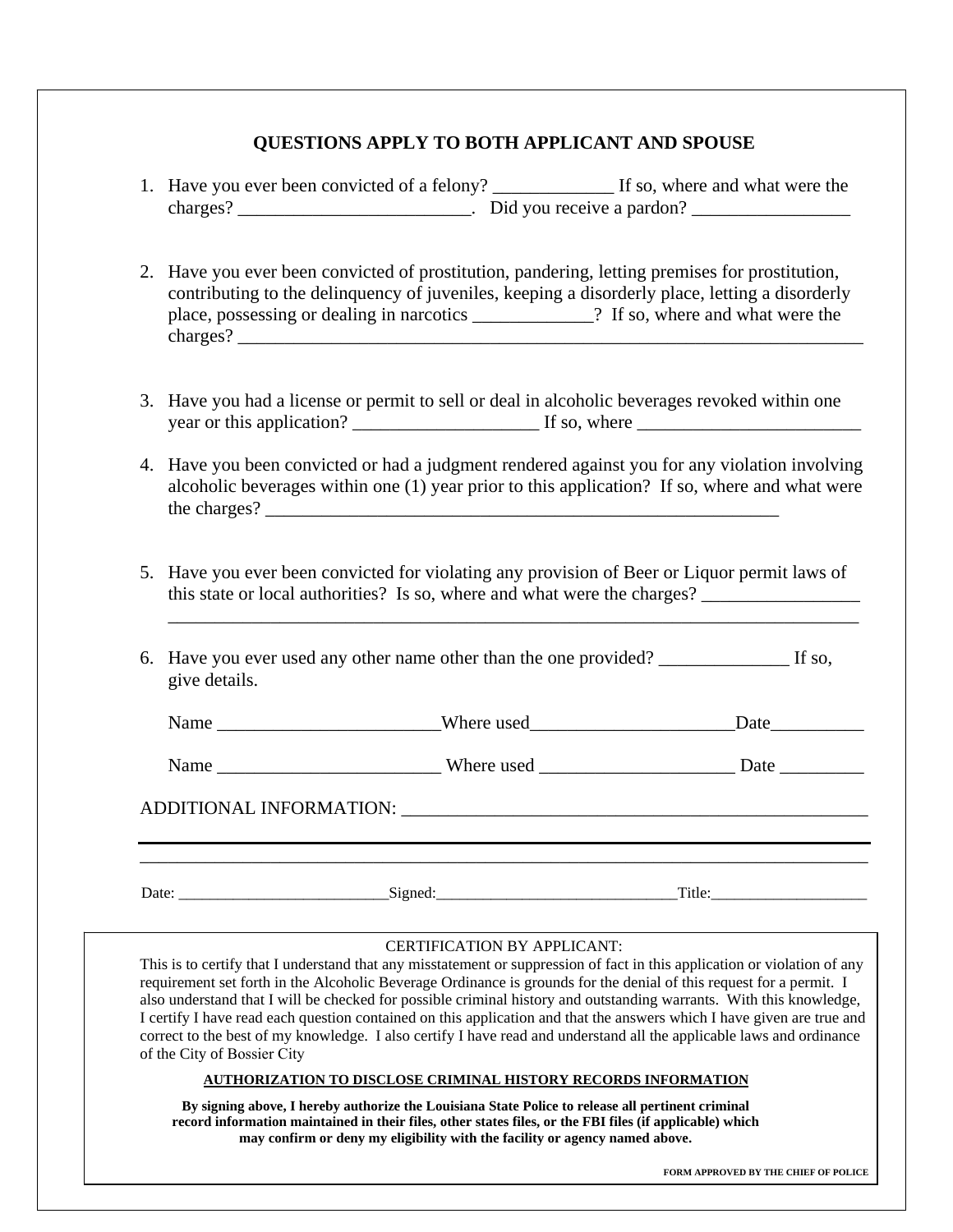## QUESTIONS APPLY TO BOTH APPLICANT AND SPOUSE

1. Have you ever been convicted of a felony? _____________ If so, where and what were the charges? _________________________. Did you receive a pardon? _________________

2. Have you ever been convicted of prostitution, pandering, letting premises for prostitution, contributing to the delinquency of juveniles, keeping a disorderly place, letting a disorderly place, possessing or dealing in narcotics _____________? If so, where and what were the charges? _____________________________________________________________________

3. Have you had a license or permit to sell or deal in alcoholic beverages revoked within one year or this application? ____________________ If so, where ________________________

4. Have you been convicted or had a judgment rendered against you for any violation involving alcoholic beverages within one (1) year prior to this application? If so, where and what were the charges? ________________________________________________________

5. Have you ever been convicted for violating any provision of Beer or Liquor permit laws of this state or local authorities? Is so, where and what were the charges? _________________ ____________________________________________________________________________

6. Have you ever used any other name other than the one provided? ______________ If so, give details.

   Name ________________________Where used______________________Date__________

   Name ________________________ Where used _____________________ Date _________

ADDITIONAL INFORMATION: ___________________________________________________

______________________________________________________________________________

______________________________________________________________________________

Date: ___________________________Signed:_______________________________Title:____________________

CERTIFICATION BY APPLICANT:

This is to certify that I understand that any misstatement or suppression of fact in this application or violation of any requirement set forth in the Alcoholic Beverage Ordinance is grounds for the denial of this request for a permit. I also understand that I will be checked for possible criminal history and outstanding warrants. With this knowledge, I certify I have read each question contained on this application and that the answers which I have given are true and correct to the best of my knowledge. I also certify I have read and understand all the applicable laws and ordinance of the City of Bossier City

**AUTHORIZATION TO DISCLOSE CRIMINAL HISTORY RECORDS INFORMATION**

**By signing above, I hereby authorize the Louisiana State Police to release all pertinent criminal record information maintained in their files, other states files, or the FBI files (if applicable) which may confirm or deny my eligibility with the facility or agency named above.**

FORM APPROVED BY THE CHIEF OF POLICE